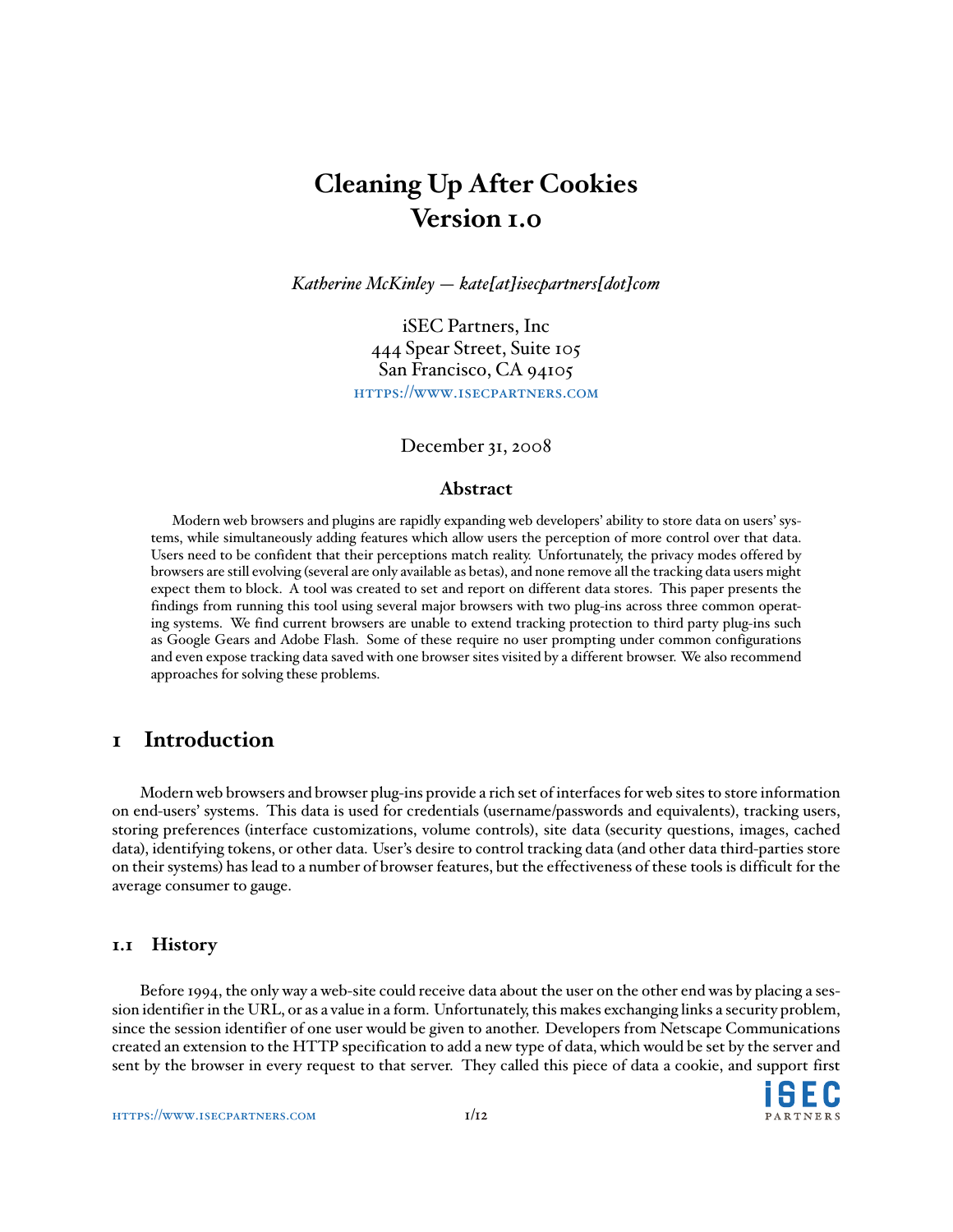# Cleaning Up After Cookies
# Version 1.0

*Katherine McKinley — kate[at]isecpartners[dot]com*

iSEC Partners, Inc
444 Spear Street, Suite 105
San Francisco, CA 94105
https://www.isecpartners.com

December 31, 2008

### Abstract

Modern web browsers and plugins are rapidly expanding web developers' ability to store data on users' systems, while simultaneously adding features which allow users the perception of more control over that data. Users need to be confident that their perceptions match reality. Unfortunately, the privacy modes offered by browsers are still evolving (several are only available as betas), and none remove all the tracking data users might expect them to block. A tool was created to set and report on different data stores. This paper presents the findings from running this tool using several major browsers with two plug-ins across three common operating systems. We find current browsers are unable to extend tracking protection to third party plug-ins such as Google Gears and Adobe Flash. Some of these require no user prompting under common configurations and even expose tracking data saved with one browser sites visited by a different browser. We also recommend approaches for solving these problems.

## 1 Introduction

Modern web browsers and browser plug-ins provide a rich set of interfaces for web sites to store information on end-users' systems. This data is used for credentials (username/passwords and equivalents), tracking users, storing preferences (interface customizations, volume controls), site data (security questions, images, cached data), identifying tokens, or other data. User's desire to control tracking data (and other data third-parties store on their systems) has lead to a number of browser features, but the effectiveness of these tools is difficult for the average consumer to gauge.

### 1.1 History

Before 1994, the only way a web-site could receive data about the user on the other end was by placing a session identifier in the URL, or as a value in a form. Unfortunately, this makes exchanging links a security problem, since the session identifier of one user would be given to another. Developers from Netscape Communications created an extension to the HTTP specification to add a new type of data, which would be set by the server and sent by the browser in every request to that server. They called this piece of data a cookie, and support first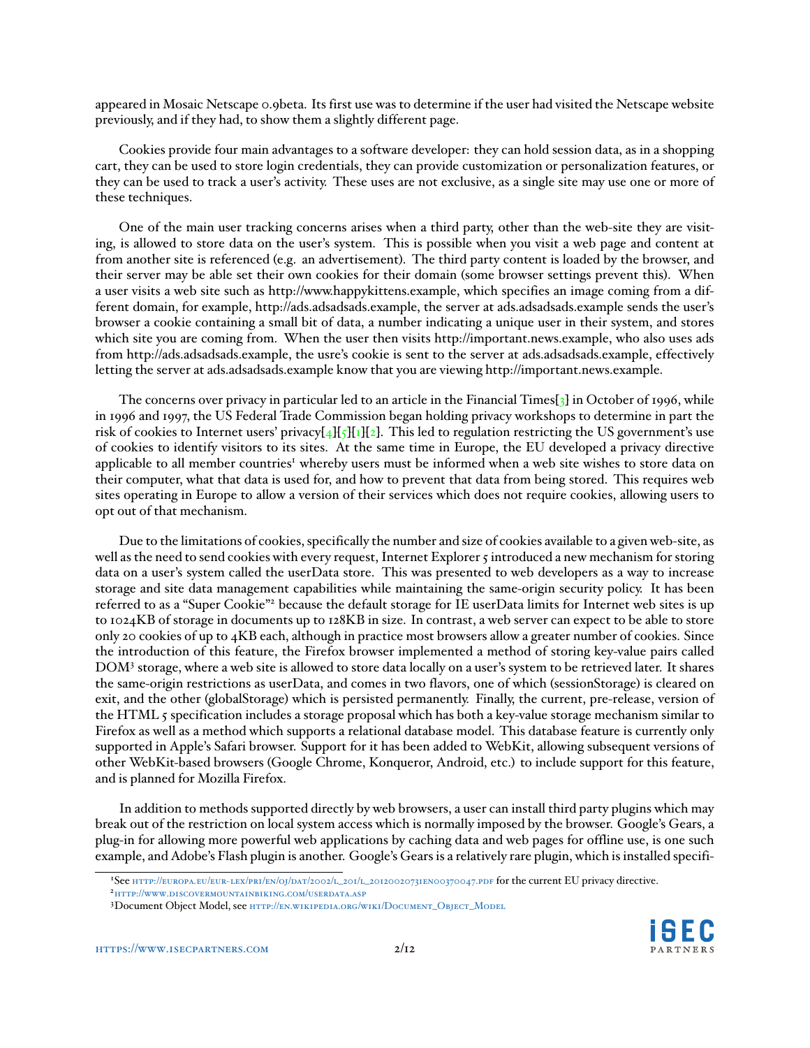appeared in Mosaic Netscape 0.9beta. Its first use was to determine if the user had visited the Netscape website previously, and if they had, to show them a slightly different page.

Cookies provide four main advantages to a software developer: they can hold session data, as in a shopping cart, they can be used to store login credentials, they can provide customization or personalization features, or they can be used to track a user's activity. These uses are not exclusive, as a single site may use one or more of these techniques.

One of the main user tracking concerns arises when a third party, other than the web-site they are visiting, is allowed to store data on the user's system. This is possible when you visit a web page and content at from another site is referenced (e.g. an advertisement). The third party content is loaded by the browser, and their server may be able set their own cookies for their domain (some browser settings prevent this). When a user visits a web site such as http://www.happykittens.example, which specifies an image coming from a different domain, for example, http://ads.adsadsads.example, the server at ads.adsadsads.example sends the user's browser a cookie containing a small bit of data, a number indicating a unique user in their system, and stores which site you are coming from. When the user then visits http://important.news.example, who also uses ads from http://ads.adsadsads.example, the usre's cookie is sent to the server at ads.adsadsads.example, effectively letting the server at ads.adsadsads.example know that you are viewing http://important.news.example.

The concerns over privacy in particular led to an article in the Financial Times[3] in October of 1996, while in 1996 and 1997, the US Federal Trade Commission began holding privacy workshops to determine in part the risk of cookies to Internet users' privacy[4][5][1][2]. This led to regulation restricting the US government's use of cookies to identify visitors to its sites. At the same time in Europe, the EU developed a privacy directive applicable to all member countries[1] whereby users must be informed when a web site wishes to store data on their computer, what that data is used for, and how to prevent that data from being stored. This requires web sites operating in Europe to allow a version of their services which does not require cookies, allowing users to opt out of that mechanism.

Due to the limitations of cookies, specifically the number and size of cookies available to a given web-site, as well as the need to send cookies with every request, Internet Explorer 5 introduced a new mechanism for storing data on a user's system called the userData store. This was presented to web developers as a way to increase storage and site data management capabilities while maintaining the same-origin security policy. It has been referred to as a "Super Cookie"[2] because the default storage for IE userData limits for Internet web sites is up to 1024KB of storage in documents up to 128KB in size. In contrast, a web server can expect to be able to store only 20 cookies of up to 4KB each, although in practice most browsers allow a greater number of cookies. Since the introduction of this feature, the Firefox browser implemented a method of storing key-value pairs called DOM[3] storage, where a web site is allowed to store data locally on a user's system to be retrieved later. It shares the same-origin restrictions as userData, and comes in two flavors, one of which (sessionStorage) is cleared on exit, and the other (globalStorage) which is persisted permanently. Finally, the current, pre-release, version of the HTML 5 specification includes a storage proposal which has both a key-value storage mechanism similar to Firefox as well as a method which supports a relational database model. This database feature is currently only supported in Apple's Safari browser. Support for it has been added to WebKit, allowing subsequent versions of other WebKit-based browsers (Google Chrome, Konqueror, Android, etc.) to include support for this feature, and is planned for Mozilla Firefox.

In addition to methods supported directly by web browsers, a user can install third party plugins which may break out of the restriction on local system access which is normally imposed by the browser. Google's Gears, a plug-in for allowing more powerful web applications by caching data and web pages for offline use, is one such example, and Adobe's Flash plugin is another. Google's Gears is a relatively rare plugin, which is installed specifi-

[1] See http://europa.eu/eur-lex/pri/en/oj/dat/2002/l_201/l_20120020731en00370047.pdf for the current EU privacy directive.

[2] http://www.discovermountainbiking.com/userdata.asp

[3] Document Object Model, see http://en.wikipedia.org/wiki/Document_Object_Model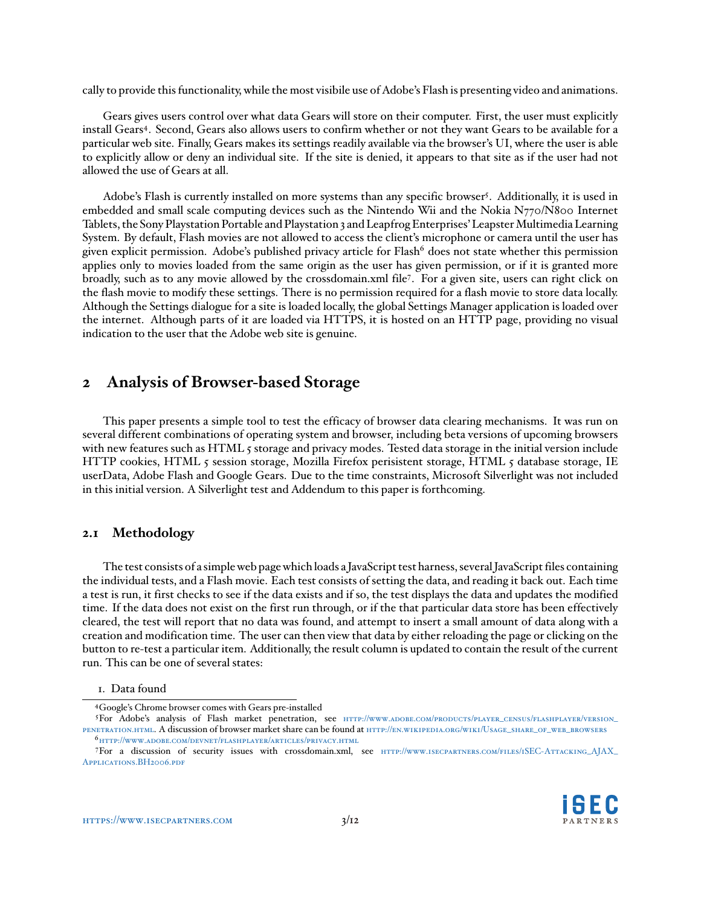cally to provide this functionality, while the most visibile use of Adobe's Flash is presenting video and animations.

Gears gives users control over what data Gears will store on their computer. First, the user must explicitly install Gears[4]. Second, Gears also allows users to confirm whether or not they want Gears to be available for a particular web site. Finally, Gears makes its settings readily available via the browser's UI, where the user is able to explicitly allow or deny an individual site. If the site is denied, it appears to that site as if the user had not allowed the use of Gears at all.

Adobe's Flash is currently installed on more systems than any specific browser[5]. Additionally, it is used in embedded and small scale computing devices such as the Nintendo Wii and the Nokia N770/N800 Internet Tablets, the Sony Playstation Portable and Playstation 3 and Leapfrog Enterprises' Leapster Multimedia Learning System. By default, Flash movies are not allowed to access the client's microphone or camera until the user has given explicit permission. Adobe's published privacy article for Flash[6] does not state whether this permission applies only to movies loaded from the same origin as the user has given permission, or if it is granted more broadly, such as to any movie allowed by the crossdomain.xml file[7]. For a given site, users can right click on the flash movie to modify these settings. There is no permission required for a flash movie to store data locally. Although the Settings dialogue for a site is loaded locally, the global Settings Manager application is loaded over the internet. Although parts of it are loaded via HTTPS, it is hosted on an HTTP page, providing no visual indication to the user that the Adobe web site is genuine.

## 2 Analysis of Browser-based Storage

This paper presents a simple tool to test the efficacy of browser data clearing mechanisms. It was run on several different combinations of operating system and browser, including beta versions of upcoming browsers with new features such as HTML 5 storage and privacy modes. Tested data storage in the initial version include HTTP cookies, HTML 5 session storage, Mozilla Firefox perisistent storage, HTML 5 database storage, IE userData, Adobe Flash and Google Gears. Due to the time constraints, Microsoft Silverlight was not included in this initial version. A Silverlight test and Addendum to this paper is forthcoming.

### 2.1 Methodology

The test consists of a simple web page which loads a JavaScript test harness, several JavaScript files containing the individual tests, and a Flash movie. Each test consists of setting the data, and reading it back out. Each time a test is run, it first checks to see if the data exists and if so, the test displays the data and updates the modified time. If the data does not exist on the first run through, or if the that particular data store has been effectively cleared, the test will report that no data was found, and attempt to insert a small amount of data along with a creation and modification time. The user can then view that data by either reloading the page or clicking on the button to re-test a particular item. Additionally, the result column is updated to contain the result of the current run. This can be one of several states:

1. Data found

---

[4] Google's Chrome browser comes with Gears pre-installed

[5] For Adobe's analysis of Flash market penetration, see http://www.adobe.com/products/player_census/flashplayer/version_penetration.html. A discussion of browser market share can be found at http://en.wikipedia.org/wiki/Usage_share_of_web_browsers

[6] http://www.adobe.com/devnet/flashplayer/articles/privacy.html

[7] For a discussion of security issues with crossdomain.xml, see http://www.isecpartners.com/files/iSEC-Attacking_AJAX_Applications.BH2006.pdf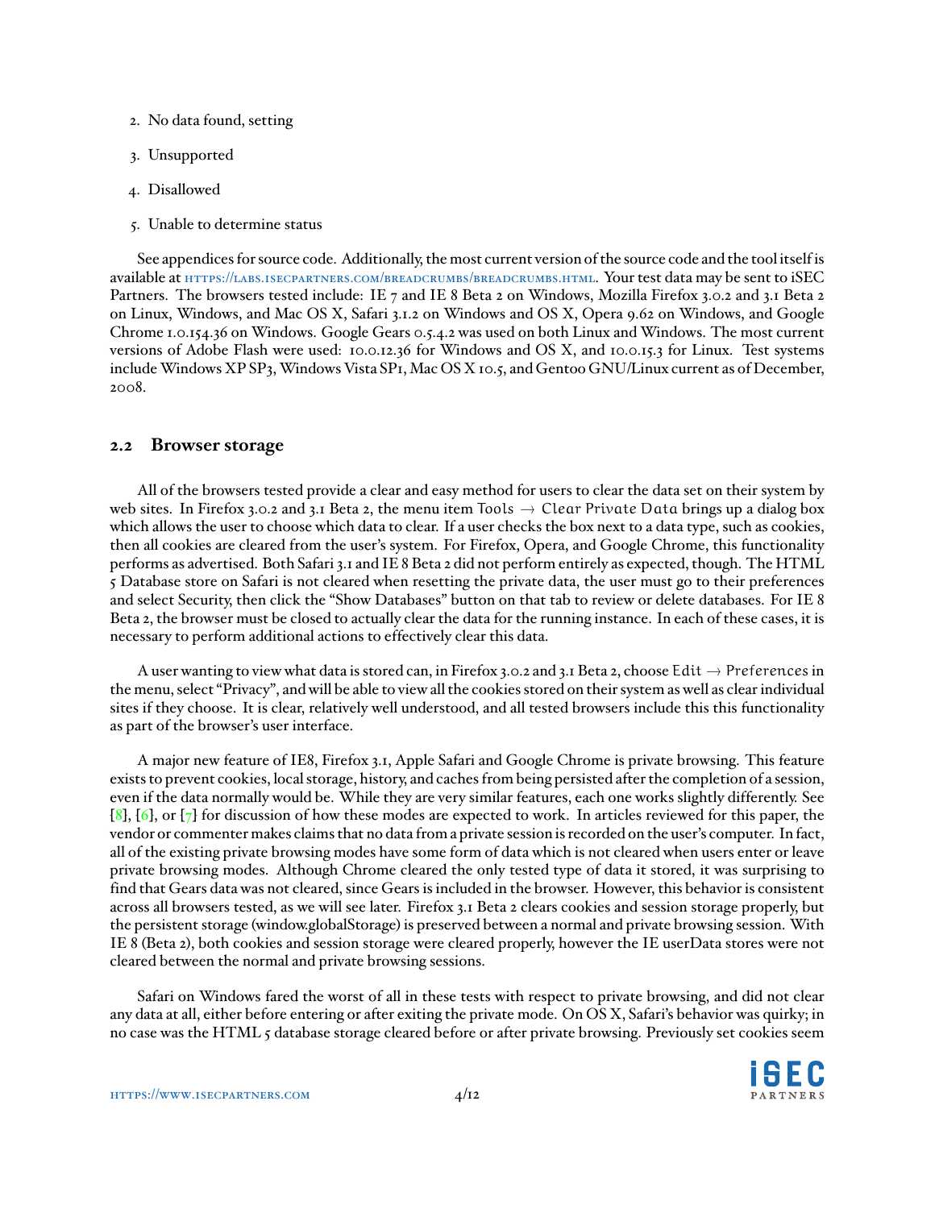2. No data found, setting
3. Unsupported
4. Disallowed
5. Unable to determine status

See appendices for source code. Additionally, the most current version of the source code and the tool itself is available at HTTPS://LABS.ISECPARTNERS.COM/BREADCRUMBS/BREADCRUMBS.HTML. Your test data may be sent to iSEC Partners. The browsers tested include: IE 7 and IE 8 Beta 2 on Windows, Mozilla Firefox 3.0.2 and 3.1 Beta 2 on Linux, Windows, and Mac OS X, Safari 3.1.2 on Windows and OS X, Opera 9.62 on Windows, and Google Chrome 1.0.154.36 on Windows. Google Gears 0.5.4.2 was used on both Linux and Windows. The most current versions of Adobe Flash were used: 10.0.12.36 for Windows and OS X, and 10.0.15.3 for Linux. Test systems include Windows XP SP3, Windows Vista SP1, Mac OS X 10.5, and Gentoo GNU/Linux current as of December, 2008.

## 2.2 Browser storage

All of the browsers tested provide a clear and easy method for users to clear the data set on their system by web sites. In Firefox 3.0.2 and 3.1 Beta 2, the menu item Tools → Clear Private Data brings up a dialog box which allows the user to choose which data to clear. If a user checks the box next to a data type, such as cookies, then all cookies are cleared from the user's system. For Firefox, Opera, and Google Chrome, this functionality performs as advertised. Both Safari 3.1 and IE 8 Beta 2 did not perform entirely as expected, though. The HTML 5 Database store on Safari is not cleared when resetting the private data, the user must go to their preferences and select Security, then click the "Show Databases" button on that tab to review or delete databases. For IE 8 Beta 2, the browser must be closed to actually clear the data for the running instance. In each of these cases, it is necessary to perform additional actions to effectively clear this data.

A user wanting to view what data is stored can, in Firefox 3.0.2 and 3.1 Beta 2, choose Edit → Preferences in the menu, select "Privacy", and will be able to view all the cookies stored on their system as well as clear individual sites if they choose. It is clear, relatively well understood, and all tested browsers include this this functionality as part of the browser's user interface.

A major new feature of IE8, Firefox 3.1, Apple Safari and Google Chrome is private browsing. This feature exists to prevent cookies, local storage, history, and caches from being persisted after the completion of a session, even if the data normally would be. While they are very similar features, each one works slightly differently. See [8], [6], or [7] for discussion of how these modes are expected to work. In articles reviewed for this paper, the vendor or commenter makes claims that no data from a private session is recorded on the user's computer. In fact, all of the existing private browsing modes have some form of data which is not cleared when users enter or leave private browsing modes. Although Chrome cleared the only tested type of data it stored, it was surprising to find that Gears data was not cleared, since Gears is included in the browser. However, this behavior is consistent across all browsers tested, as we will see later. Firefox 3.1 Beta 2 clears cookies and session storage properly, but the persistent storage (window.globalStorage) is preserved between a normal and private browsing session. With IE 8 (Beta 2), both cookies and session storage were cleared properly, however the IE userData stores were not cleared between the normal and private browsing sessions.

Safari on Windows fared the worst of all in these tests with respect to private browsing, and did not clear any data at all, either before entering or after exiting the private mode. On OS X, Safari's behavior was quirky; in no case was the HTML 5 database storage cleared before or after private browsing. Previously set cookies seem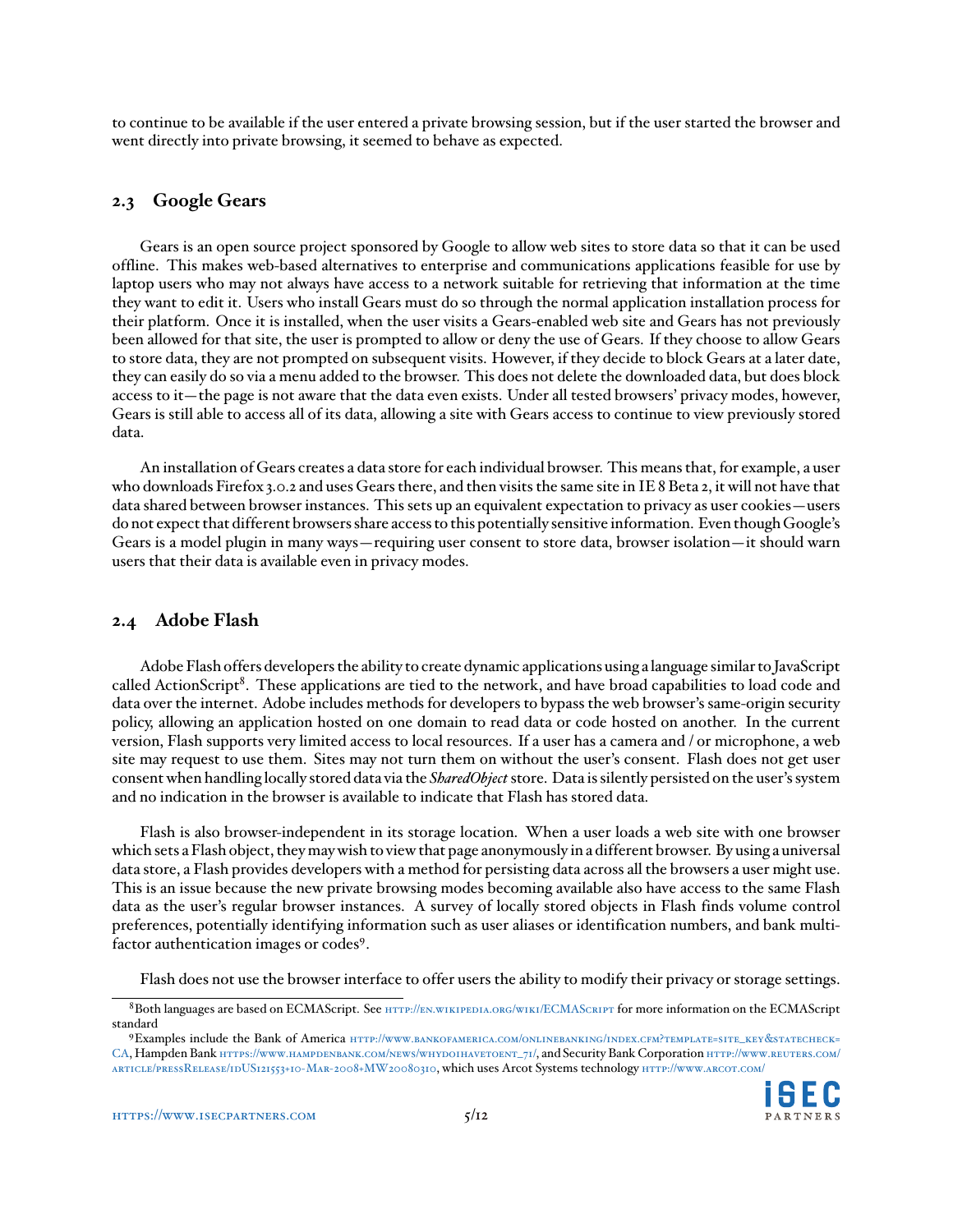to continue to be available if the user entered a private browsing session, but if the user started the browser and went directly into private browsing, it seemed to behave as expected.

## 2.3 Google Gears

Gears is an open source project sponsored by Google to allow web sites to store data so that it can be used offline. This makes web-based alternatives to enterprise and communications applications feasible for use by laptop users who may not always have access to a network suitable for retrieving that information at the time they want to edit it. Users who install Gears must do so through the normal application installation process for their platform. Once it is installed, when the user visits a Gears-enabled web site and Gears has not previously been allowed for that site, the user is prompted to allow or deny the use of Gears. If they choose to allow Gears to store data, they are not prompted on subsequent visits. However, if they decide to block Gears at a later date, they can easily do so via a menu added to the browser. This does not delete the downloaded data, but does block access to it—the page is not aware that the data even exists. Under all tested browsers' privacy modes, however, Gears is still able to access all of its data, allowing a site with Gears access to continue to view previously stored data.

An installation of Gears creates a data store for each individual browser. This means that, for example, a user who downloads Firefox 3.0.2 and uses Gears there, and then visits the same site in IE 8 Beta 2, it will not have that data shared between browser instances. This sets up an equivalent expectation to privacy as user cookies—users do not expect that different browsers share access to this potentially sensitive information. Even though Google's Gears is a model plugin in many ways—requiring user consent to store data, browser isolation—it should warn users that their data is available even in privacy modes.

## 2.4 Adobe Flash

Adobe Flash offers developers the ability to create dynamic applications using a language similar to JavaScript called ActionScript[8]. These applications are tied to the network, and have broad capabilities to load code and data over the internet. Adobe includes methods for developers to bypass the web browser's same-origin security policy, allowing an application hosted on one domain to read data or code hosted on another. In the current version, Flash supports very limited access to local resources. If a user has a camera and / or microphone, a web site may request to use them. Sites may not turn them on without the user's consent. Flash does not get user consent when handling locally stored data via the *SharedObject* store. Data is silently persisted on the user's system and no indication in the browser is available to indicate that Flash has stored data.

Flash is also browser-independent in its storage location. When a user loads a web site with one browser which sets a Flash object, they may wish to view that page anonymously in a different browser. By using a universal data store, a Flash provides developers with a method for persisting data across all the browsers a user might use. This is an issue because the new private browsing modes becoming available also have access to the same Flash data as the user's regular browser instances. A survey of locally stored objects in Flash finds volume control preferences, potentially identifying information such as user aliases or identification numbers, and bank multi-factor authentication images or codes[9].

Flash does not use the browser interface to offer users the ability to modify their privacy or storage settings.

---

[8] Both languages are based on ECMAScript. See http://en.wikipedia.org/wiki/ECMAScript for more information on the ECMAScript standard

[9] Examples include the Bank of America http://www.bankofamerica.com/onlinebanking/index.cfm?template=site_key&statecheck=CA, Hampden Bank https://www.hampdenbank.com/news/whydoihavetoent_71/, and Security Bank Corporation http://www.reuters.com/article/pressRelease/idUS121553+10-Mar-2008+MW20080310, which uses Arcot Systems technology http://www.arcot.com/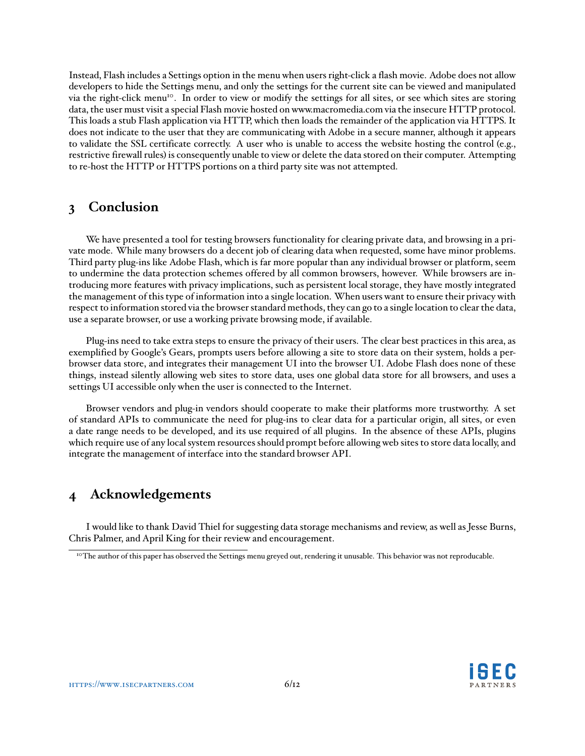Instead, Flash includes a Settings option in the menu when users right-click a flash movie. Adobe does not allow developers to hide the Settings menu, and only the settings for the current site can be viewed and manipulated via the right-click menu[10]. In order to view or modify the settings for all sites, or see which sites are storing data, the user must visit a special Flash movie hosted on www.macromedia.com via the insecure HTTP protocol. This loads a stub Flash application via HTTP, which then loads the remainder of the application via HTTPS. It does not indicate to the user that they are communicating with Adobe in a secure manner, although it appears to validate the SSL certificate correctly. A user who is unable to access the website hosting the control (e.g., restrictive firewall rules) is consequently unable to view or delete the data stored on their computer. Attempting to re-host the HTTP or HTTPS portions on a third party site was not attempted.

## 3 Conclusion

We have presented a tool for testing browsers functionality for clearing private data, and browsing in a private mode. While many browsers do a decent job of clearing data when requested, some have minor problems. Third party plug-ins like Adobe Flash, which is far more popular than any individual browser or platform, seem to undermine the data protection schemes offered by all common browsers, however. While browsers are introducing more features with privacy implications, such as persistent local storage, they have mostly integrated the management of this type of information into a single location. When users want to ensure their privacy with respect to information stored via the browser standard methods, they can go to a single location to clear the data, use a separate browser, or use a working private browsing mode, if available.

Plug-ins need to take extra steps to ensure the privacy of their users. The clear best practices in this area, as exemplified by Google's Gears, prompts users before allowing a site to store data on their system, holds a per-browser data store, and integrates their management UI into the browser UI. Adobe Flash does none of these things, instead silently allowing web sites to store data, uses one global data store for all browsers, and uses a settings UI accessible only when the user is connected to the Internet.

Browser vendors and plug-in vendors should cooperate to make their platforms more trustworthy. A set of standard APIs to communicate the need for plug-ins to clear data for a particular origin, all sites, or even a date range needs to be developed, and its use required of all plugins. In the absence of these APIs, plugins which require use of any local system resources should prompt before allowing web sites to store data locally, and integrate the management of interface into the standard browser API.

## 4 Acknowledgements

I would like to thank David Thiel for suggesting data storage mechanisms and review, as well as Jesse Burns, Chris Palmer, and April King for their review and encouragement.

[10] The author of this paper has observed the Settings menu greyed out, rendering it unusable. This behavior was not reproducable.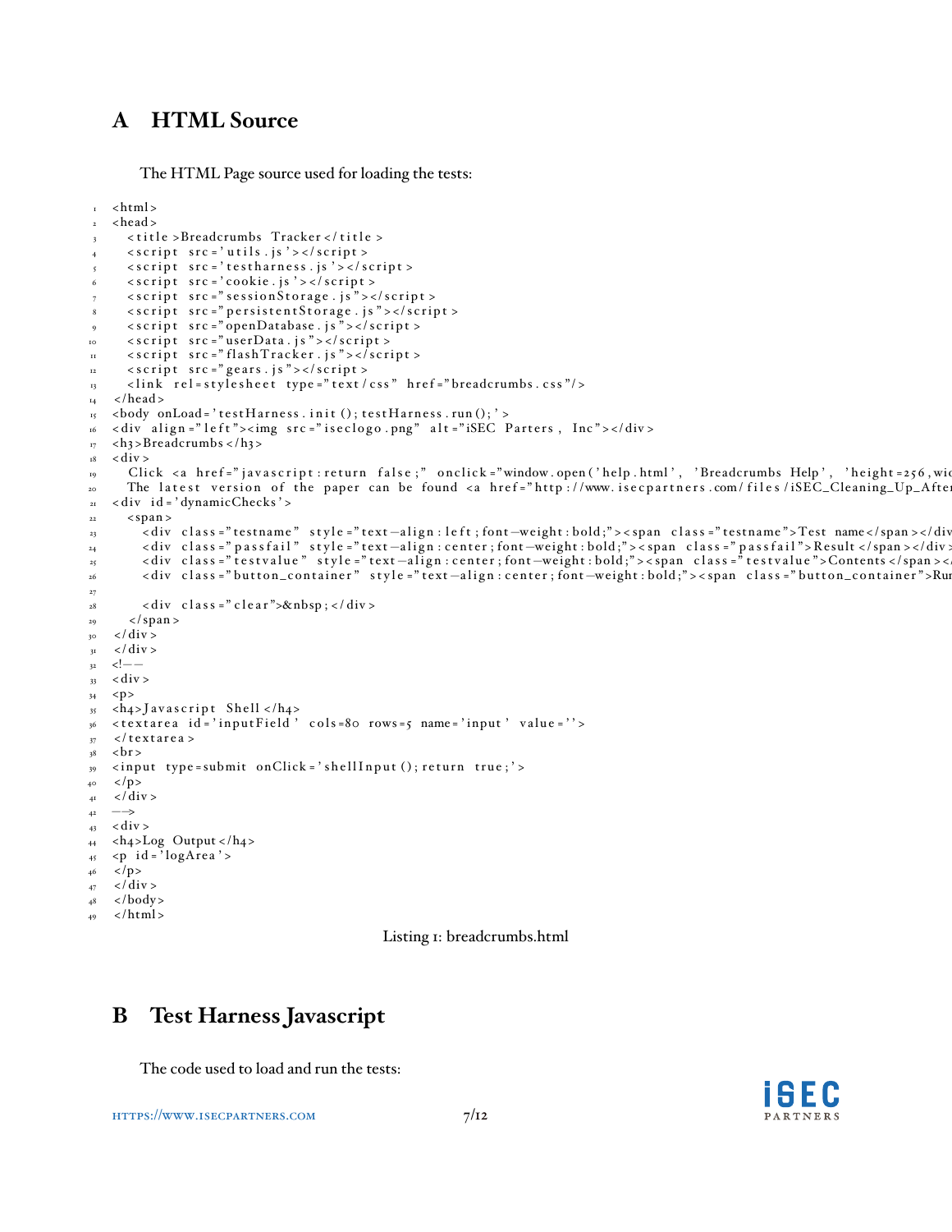## A HTML Source

The HTML Page source used for loading the tests:

```
<html>
<head>
  <title>Breadcrumbs Tracker</title>
  <script src='utils.js'></script>
  <script src='testharness.js'></script>
  <script src='cookie.js'></script>
  <script src="sessionStorage.js"></script>
  <script src="persistentStorage.js"></script>
  <script src="openDatabase.js"></script>
  <script src="userData.js"></script>
  <script src="flashTracker.js"></script>
  <script src="gears.js"></script>
  <link rel=stylesheet type="text/css" href="breadcrumbs.css"/>
</head>
<body onLoad='testHarness.init();testHarness.run();'>
<div align="left"><img src="iseclogo.png" alt="iSEC Parters, Inc"></div>
<h3>Breadcrumbs</h3>
<div>
  Click <a href="javascript:return false;" onclick="window.open('help.html', 'Breadcrumbs Help', 'height=256,wic
  The latest version of the paper can be found <a href="http://www.isecpartners.com/files/iSEC_Cleaning_Up_After
<div id='dynamicChecks'>
  <span>
    <div class="testname" style="text-align:left;font-weight:bold;"><span class="testname">Test name</span></div
    <div class="passfail" style="text-align:center;font-weight:bold;"><span class="passfail">Result</span></div>
    <div class="testvalue" style="text-align:center;font-weight:bold;"><span class="testvalue">Contents</span><
    <div class="button_container" style="text-align:center;font-weight:bold;"><span class="button_container">Rur

    <div class="clear">&nbsp;</div>
  </span>
</div>
</div>
<!--
<div>
<p>
<h4>Javascript Shell</h4>
<textarea id='inputField' cols=80 rows=5 name='input' value=''>
</textarea>
<br>
<input type=submit onClick='shellInput(); return true;'>
</p>
</div>
-->
<div>
<h4>Log Output</h4>
<p id='logArea'>
</p>
</div>
</body>
</html>
```

Listing 1: breadcrumbs.html

## B Test Harness Javascript

The code used to load and run the tests: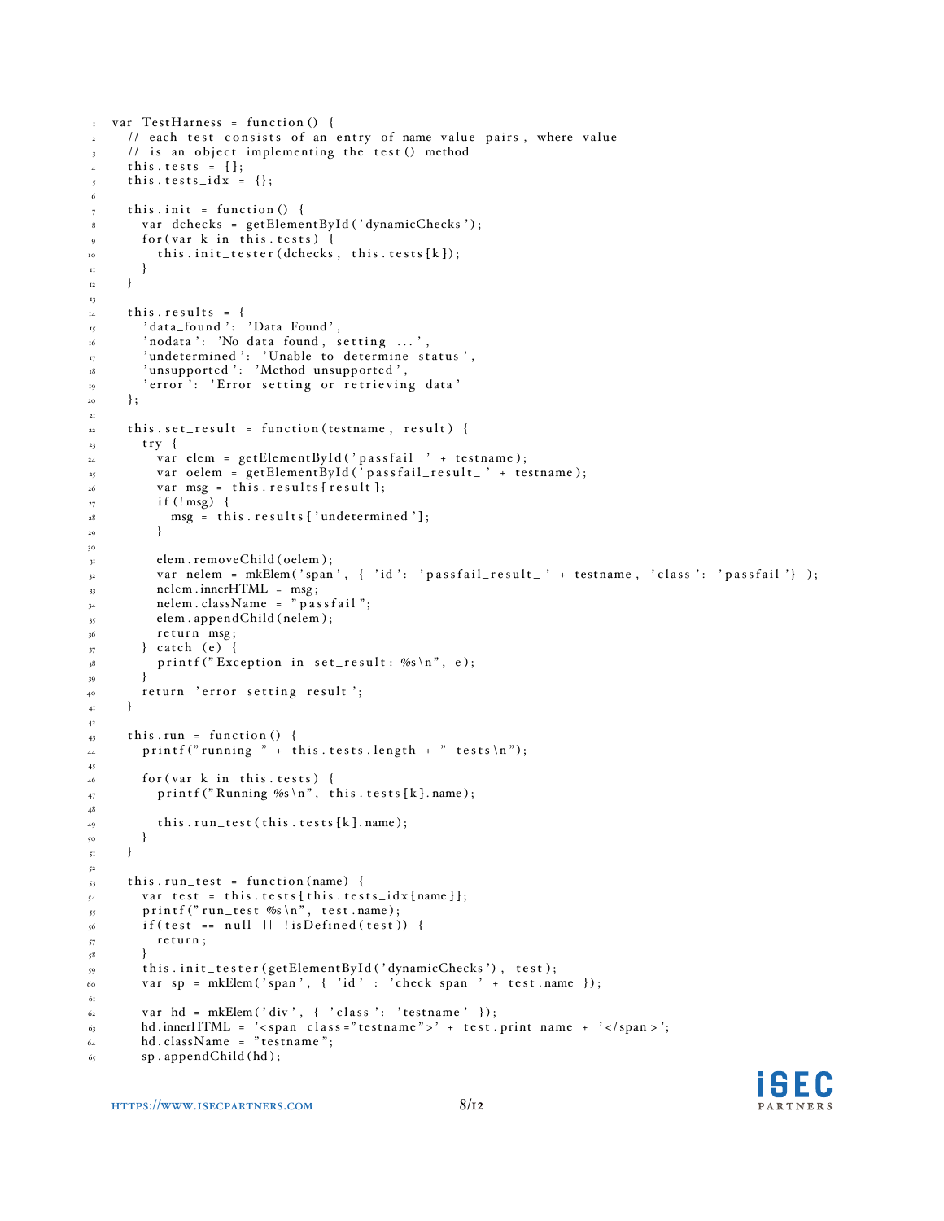```
var TestHarness = function() {
  // each test consists of an entry of name value pairs, where value
  // is an object implementing the test() method
  this.tests = [];
  this.tests_idx = {};

  this.init = function() {
    var dchecks = getElementById('dynamicChecks');
    for(var k in this.tests) {
      this.init_tester(dchecks, this.tests[k]);
    }
  }

  this.results = {
    'data_found': 'Data Found',
    'nodata': 'No data found, setting ...',
    'undetermined': 'Unable to determine status',
    'unsupported': 'Method unsupported',
    'error': 'Error setting or retrieving data'
  };

  this.set_result = function(testname, result) {
    try {
      var elem = getElementById('passfail_' + testname);
      var oelem = getElementById('passfail_result_' + testname);
      var msg = this.results[result];
      if(!msg) {
        msg = this.results['undetermined'];
      }

      elem.removeChild(oelem);
      var nelem = mkElem('span', { 'id': 'passfail_result_' + testname, 'class': 'passfail'} );
      nelem.innerHTML = msg;
      nelem.className = "passfail";
      elem.appendChild(nelem);
      return msg;
    } catch (e) {
      printf("Exception in set_result: %s\n", e);
    }
    return 'error setting result';
  }

  this.run = function() {
    printf("running " + this.tests.length + " tests\n");

    for(var k in this.tests) {
      printf("Running %s\n", this.tests[k].name);

      this.run_test(this.tests[k].name);
    }
  }

  this.run_test = function(name) {
    var test = this.tests[this.tests_idx[name]];
    printf("run_test %s\n", test.name);
    if(test == null || !isDefined(test)) {
      return;
    }
    this.init_tester(getElementById('dynamicChecks'), test);
    var sp = mkElem('span', { 'id' : 'check_span_' + test.name });

    var hd = mkElem('div', { 'class': 'testname' });
    hd.innerHTML = '<span class="testname">' + test.print_name + '</span>';
    hd.className = "testname";
    sp.appendChild(hd);
```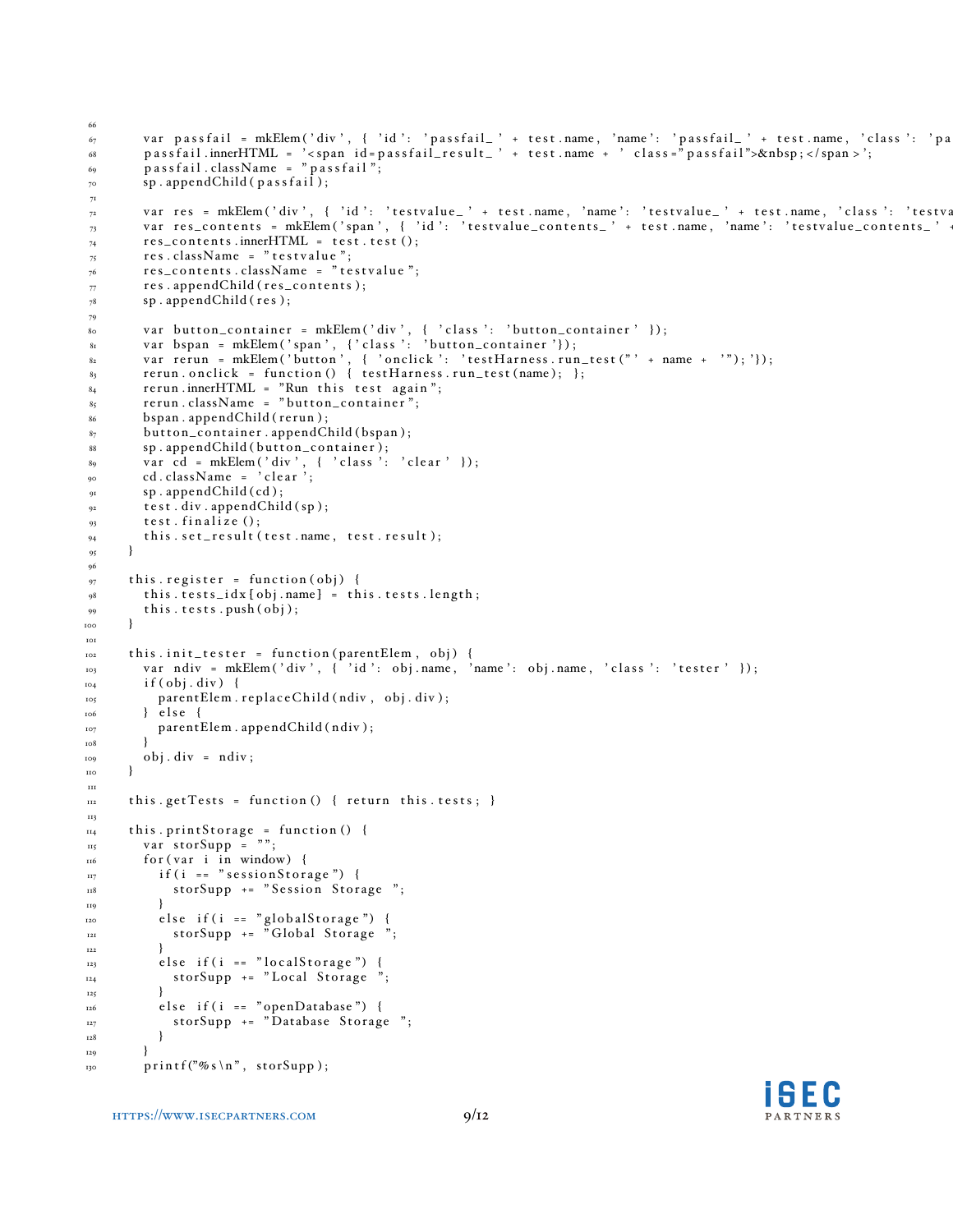```
var passfail = mkElem('div', { 'id': 'passfail_' + test.name, 'name': 'passfail_' + test.name, 'class': 'pa
passfail.innerHTML = '<span id=passfail_result_' + test.name + ' class="passfail">&nbsp;</span>';
passfail.className = "passfail";
sp.appendChild(passfail);

var res = mkElem('div', { 'id': 'testvalue_' + test.name, 'name': 'testvalue_' + test.name, 'class': 'testva
var res_contents = mkElem('span', { 'id': 'testvalue_contents_' + test.name, 'name': 'testvalue_contents_' +
res_contents.innerHTML = test.test();
res.className = "testvalue";
res_contents.className = "testvalue";
res.appendChild(res_contents);
sp.appendChild(res);

var button_container = mkElem('div', { 'class': 'button_container' });
var bspan = mkElem('span', {'class': 'button_container'});
var rerun = mkElem('button', { 'onclick': 'testHarness.run_test("' + name + '");'});
rerun.onclick = function() { testHarness.run_test(name); };
rerun.innerHTML = "Run this test again";
rerun.className = "button_container";
bspan.appendChild(rerun);
button_container.appendChild(bspan);
sp.appendChild(button_container);
var cd = mkElem('div', { 'class': 'clear' });
cd.className = 'clear';
sp.appendChild(cd);
test.div.appendChild(sp);
test.finalize();
this.set_result(test.name, test.result);
}

this.register = function(obj) {
this.tests_idx[obj.name] = this.tests.length;
this.tests.push(obj);
}

this.init_tester = function(parentElem, obj) {
var ndiv = mkElem('div', { 'id': obj.name, 'name': obj.name, 'class': 'tester' });
if(obj.div) {
  parentElem.replaceChild(ndiv, obj.div);
} else {
  parentElem.appendChild(ndiv);
}
obj.div = ndiv;
}

this.getTests = function() { return this.tests; }

this.printStorage = function() {
var storSupp = "";
for(var i in window) {
  if(i == "sessionStorage") {
    storSupp += "Session Storage ";
  }
  else if(i == "globalStorage") {
    storSupp += "Global Storage ";
  }
  else if(i == "localStorage") {
    storSupp += "Local Storage ";
  }
  else if(i == "openDatabase") {
    storSupp += "Database Storage ";
  }
}
printf("%s\n", storSupp);
```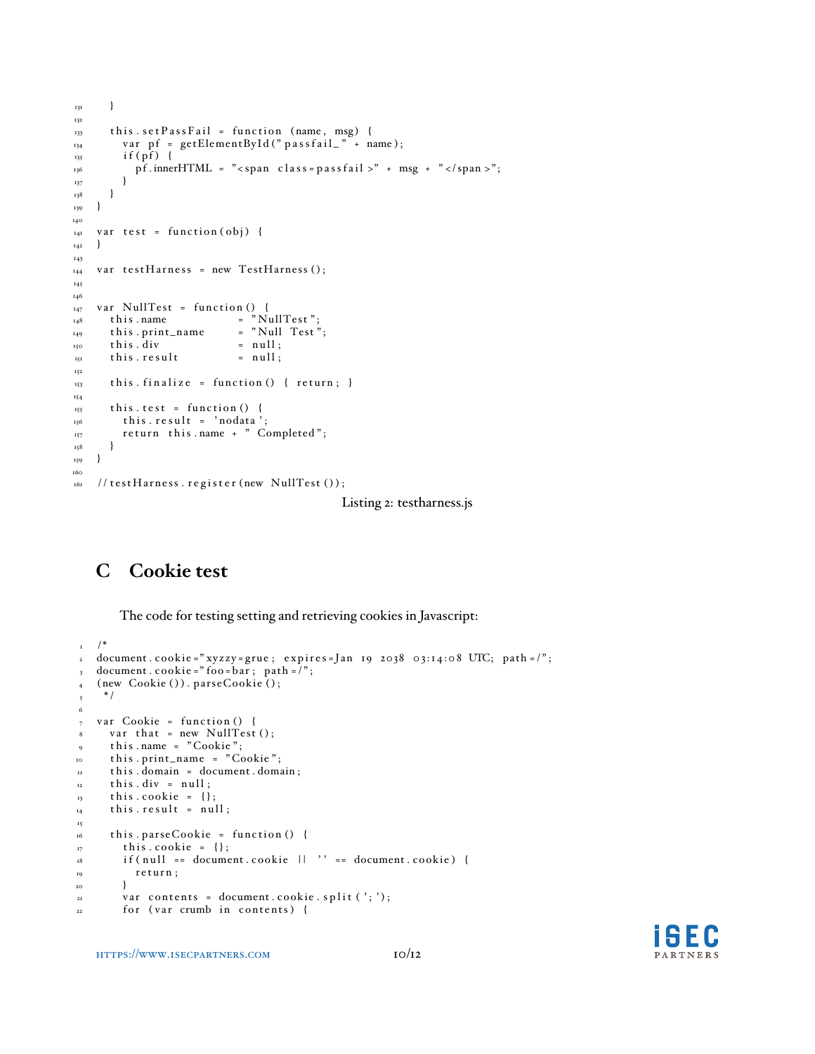```
    }

    this.setPassFail = function (name, msg) {
      var pf = getElementById("passfail_" + name);
      if(pf) {
        pf.innerHTML = "<span class=passfail>" + msg + "</span>";
      }
    }
}

var test = function(obj) {
}

var testHarness = new TestHarness();


var NullTest = function() {
    this.name           = "NullTest";
    this.print_name     = "Null Test";
    this.div            = null;
    this.result         = null;

    this.finalize = function() { return; }

    this.test = function() {
      this.result = 'nodata';
      return this.name + " Completed";
    }
}

//testHarness.register(new NullTest());
```

Listing 2: testharness.js

## C Cookie test

The code for testing setting and retrieving cookies in Javascript:

```
/*
document.cookie="xyzzy=grue; expires=Jan 19 2038 03:14:08 UTC; path=/";
document.cookie="foo=bar; path=/";
(new Cookie()).parseCookie();
 */

var Cookie = function() {
    var that = new NullTest();
    this.name = "Cookie";
    this.print_name = "Cookie";
    this.domain = document.domain;
    this.div = null;
    this.cookie = {};
    this.result = null;

    this.parseCookie = function() {
      this.cookie = {};
      if(null == document.cookie || '' == document.cookie) {
        return;
      }
      var contents = document.cookie.split(';');
      for (var crumb in contents) {
```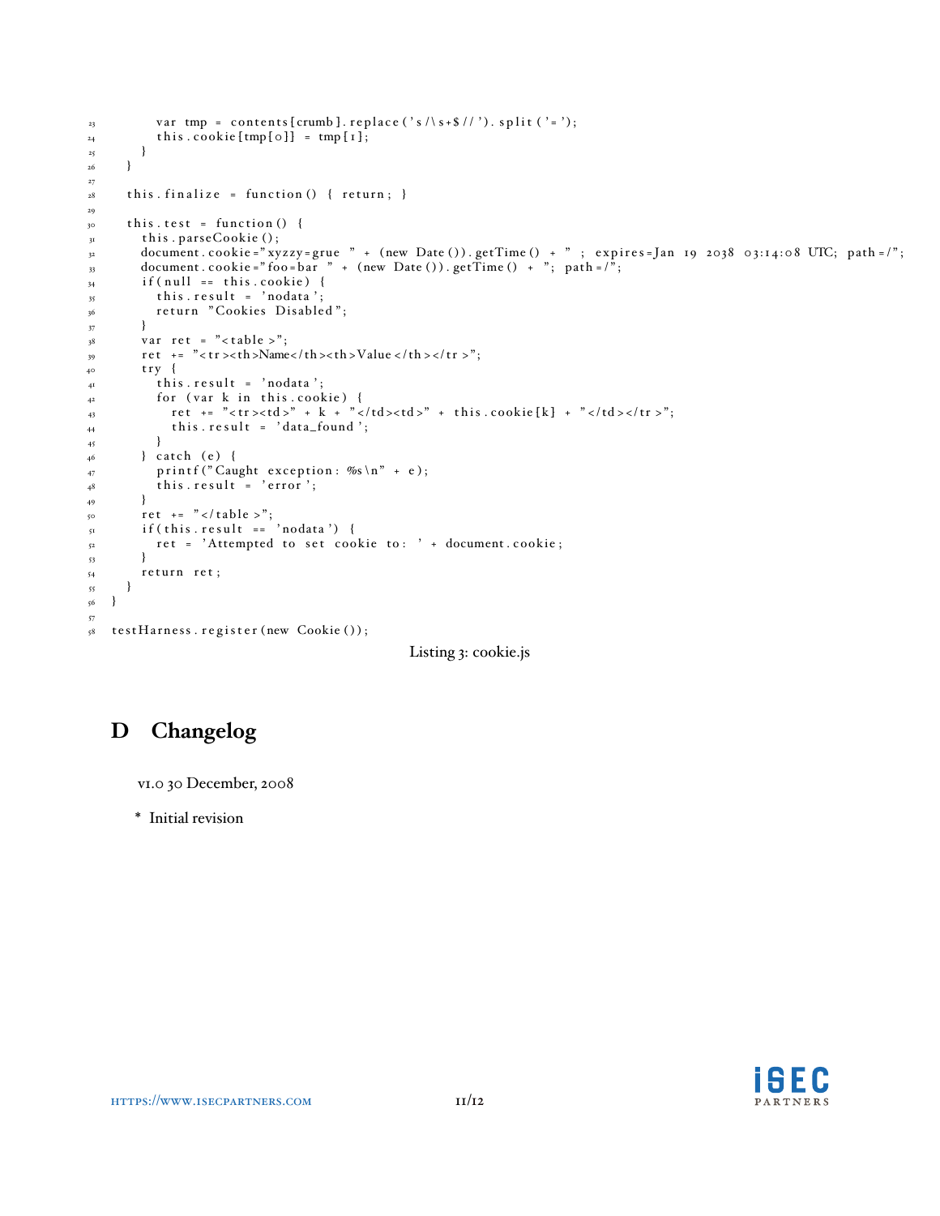```
        var tmp = contents[crumb].replace('s/\s+$//').split('=');
        this.cookie[tmp[0]] = tmp[1];
      }
    }

    this.finalize = function() { return; }

    this.test = function() {
      this.parseCookie();
      document.cookie="xyzzy=grue " + (new Date()).getTime() + " ; expires=Jan 19 2038 03:14:08 UTC; path=/";
      document.cookie="foo=bar " + (new Date()).getTime() + "; path=/";
      if(null == this.cookie) {
        this.result = 'nodata';
        return "Cookies Disabled";
      }
      var ret = "<table>";
      ret += "<tr><th>Name</th><th>Value</th></tr>";
      try {
        this.result = 'nodata';
        for (var k in this.cookie) {
          ret += "<tr><td>" + k + "</td><td>" + this.cookie[k] + "</td></tr>";
          this.result = 'data_found';
        }
      } catch (e) {
        printf("Caught exception: %s\n" + e);
        this.result = 'error';
      }
      ret += "</table>";
      if(this.result == 'nodata') {
        ret = 'Attempted to set cookie to: ' + document.cookie;
      }
      return ret;
    }
}

testHarness.register(new Cookie());
```

Listing 3: cookie.js

# D Changelog

v1.0 30 December, 2008

* Initial revision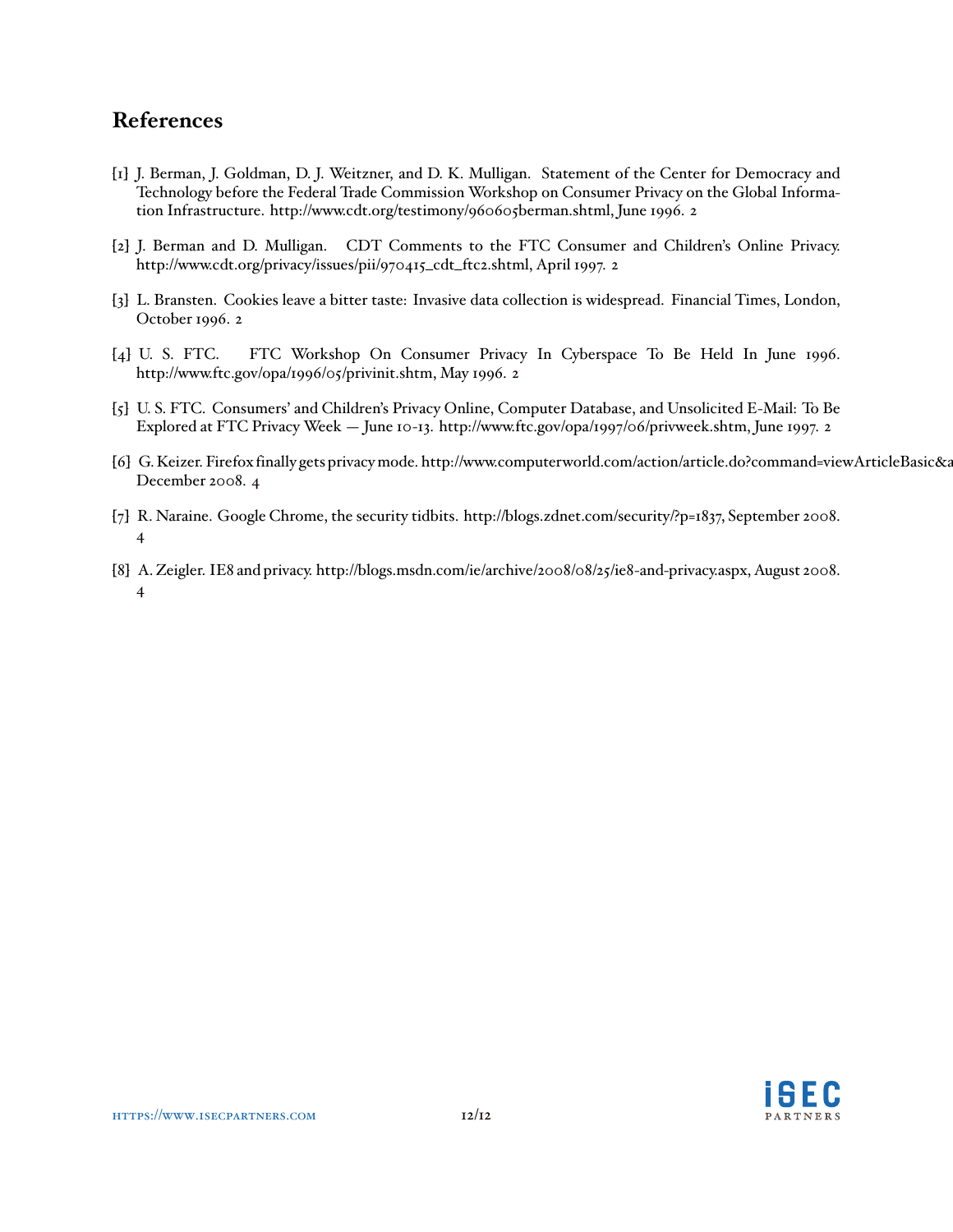## References

[1] J. Berman, J. Goldman, D. J. Weitzner, and D. K. Mulligan. Statement of the Center for Democracy and Technology before the Federal Trade Commission Workshop on Consumer Privacy on the Global Information Infrastructure. http://www.cdt.org/testimony/960605berman.shtml, June 1996. 2

[2] J. Berman and D. Mulligan. CDT Comments to the FTC Consumer and Children's Online Privacy. http://www.cdt.org/privacy/issues/pii/970415_cdt_ftc2.shtml, April 1997. 2

[3] L. Bransten. Cookies leave a bitter taste: Invasive data collection is widespread. Financial Times, London, October 1996. 2

[4] U. S. FTC. FTC Workshop On Consumer Privacy In Cyberspace To Be Held In June 1996. http://www.ftc.gov/opa/1996/05/privinit.shtm, May 1996. 2

[5] U. S. FTC. Consumers' and Children's Privacy Online, Computer Database, and Unsolicited E-Mail: To Be Explored at FTC Privacy Week — June 10-13. http://www.ftc.gov/opa/1997/06/privweek.shtm, June 1997. 2

[6] G. Keizer. Firefox finally gets privacy mode. http://www.computerworld.com/action/article.do?command=viewArticleBasic&a December 2008. 4

[7] R. Naraine. Google Chrome, the security tidbits. http://blogs.zdnet.com/security/?p=1837, September 2008. 4

[8] A. Zeigler. IE8 and privacy. http://blogs.msdn.com/ie/archive/2008/08/25/ie8-and-privacy.aspx, August 2008. 4